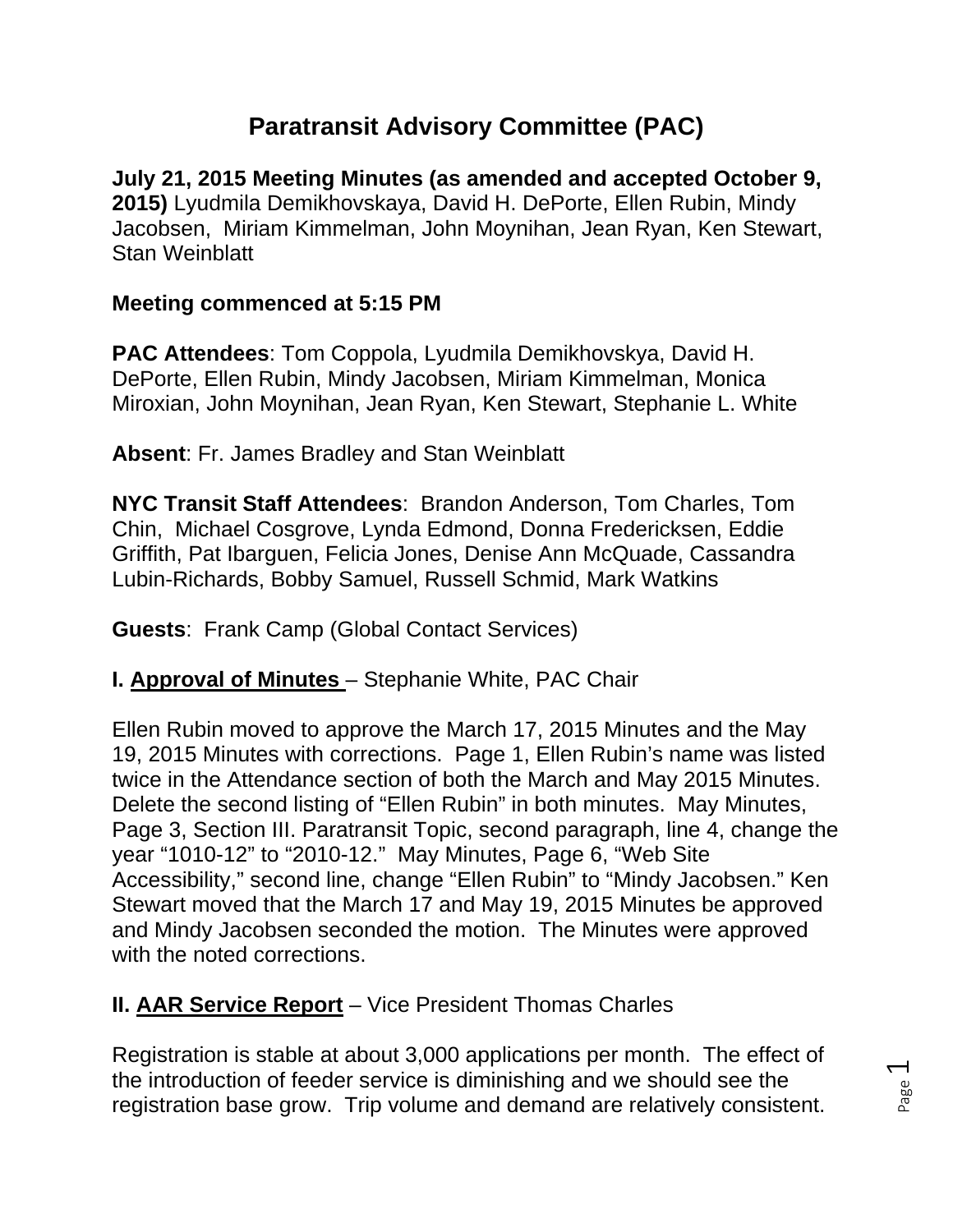# Paratransit Advisory Committee (PAC)

**July 21, 2015 Meeting Minutes (as amended and accepted October 9, 2015)** Lyudmila Demikhovskaya, David H. DePorte, Ellen Rubin, Mindy Jacobsen, Miriam Kimmelman, John Moynihan, Jean Ryan, Ken Stewart, Stan Weinblatt

**Meeting commenced at 5:15 PM**

**PAC Attendees**: Tom Coppola, Lyudmila Demikhovskya, David H. DePorte, Ellen Rubin, Mindy Jacobsen, Miriam Kimmelman, Monica Miroxian, John Moynihan, Jean Ryan, Ken Stewart, Stephanie L. White

**Absent**: Fr. James Bradley and Stan Weinblatt

**NYC Transit Staff Attendees**: Brandon Anderson, Tom Charles, Tom Chin, Michael Cosgrove, Lynda Edmond, Donna Fredericksen, Eddie Griffith, Pat Ibarguen, Felicia Jones, Denise Ann McQuade, Cassandra Lubin-Richards, Bobby Samuel, Russell Schmid, Mark Watkins

**Guests**: Frank Camp (Global Contact Services)

**I. Approval of Minutes** – Stephanie White, PAC Chair

Ellen Rubin moved to approve the March 17, 2015 Minutes and the May 19, 2015 Minutes with corrections. Page 1, Ellen Rubin's name was listed twice in the Attendance section of both the March and May 2015 Minutes. Delete the second listing of "Ellen Rubin" in both minutes. May Minutes, Page 3, Section III. Paratransit Topic, second paragraph, line 4, change the year "1010-12" to "2010-12." May Minutes, Page 6, "Web Site Accessibility," second line, change "Ellen Rubin" to "Mindy Jacobsen." Ken Stewart moved that the March 17 and May 19, 2015 Minutes be approved and Mindy Jacobsen seconded the motion. The Minutes were approved with the noted corrections.

**II. AAR Service Report** – Vice President Thomas Charles

Registration is stable at about 3,000 applications per month. The effect of the introduction of feeder service is diminishing and we should see the registration base grow. Trip volume and demand are relatively consistent.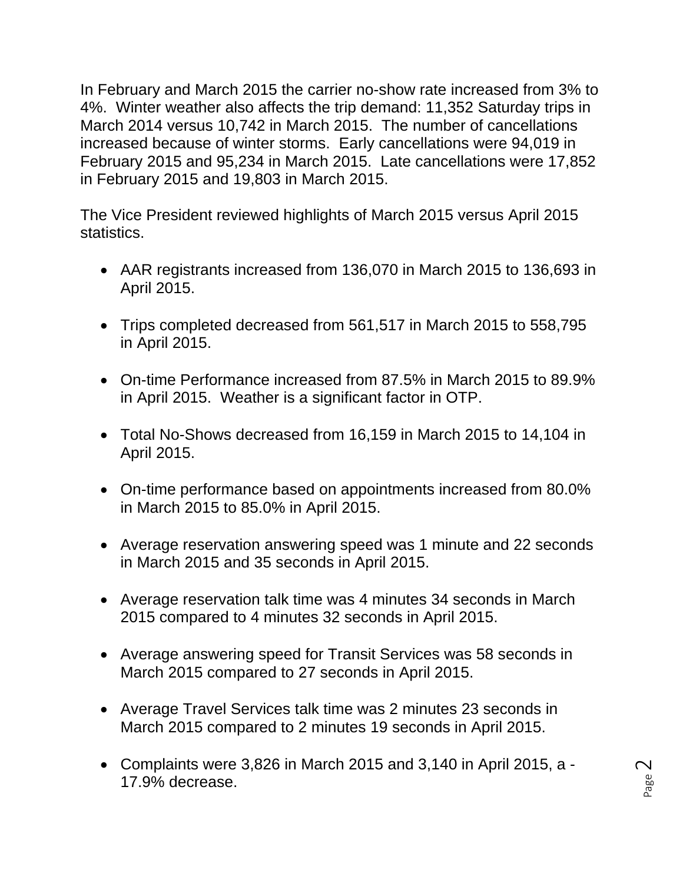In February and March 2015 the carrier no-show rate increased from 3% to 4%. Winter weather also affects the trip demand: 11,352 Saturday trips in March 2014 versus 10,742 in March 2015. The number of cancellations increased because of winter storms. Early cancellations were 94,019 in February 2015 and 95,234 in March 2015. Late cancellations were 17,852 in February 2015 and 19,803 in March 2015.

The Vice President reviewed highlights of March 2015 versus April 2015 statistics.

- AAR registrants increased from 136,070 in March 2015 to 136,693 in April 2015.

- Trips completed decreased from 561,517 in March 2015 to 558,795 in April 2015.

- On-time Performance increased from 87.5% in March 2015 to 89.9% in April 2015. Weather is a significant factor in OTP.

- Total No-Shows decreased from 16,159 in March 2015 to 14,104 in April 2015.

- On-time performance based on appointments increased from 80.0% in March 2015 to 85.0% in April 2015.

- Average reservation answering speed was 1 minute and 22 seconds in March 2015 and 35 seconds in April 2015.

- Average reservation talk time was 4 minutes 34 seconds in March 2015 compared to 4 minutes 32 seconds in April 2015.

- Average answering speed for Transit Services was 58 seconds in March 2015 compared to 27 seconds in April 2015.

- Average Travel Services talk time was 2 minutes 23 seconds in March 2015 compared to 2 minutes 19 seconds in April 2015.

- Complaints were 3,826 in March 2015 and 3,140 in April 2015, a -17.9% decrease.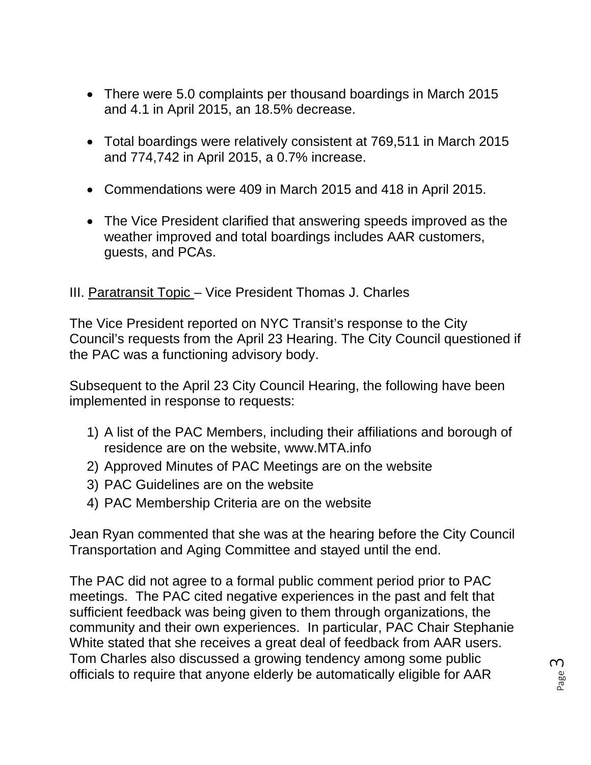- There were 5.0 complaints per thousand boardings in March 2015 and 4.1 in April 2015, an 18.5% decrease.

- Total boardings were relatively consistent at 769,511 in March 2015 and 774,742 in April 2015, a 0.7% increase.

- Commendations were 409 in March 2015 and 418 in April 2015.

- The Vice President clarified that answering speeds improved as the weather improved and total boardings includes AAR customers, guests, and PCAs.

III. Paratransit Topic – Vice President Thomas J. Charles

The Vice President reported on NYC Transit's response to the City Council's requests from the April 23 Hearing. The City Council questioned if the PAC was a functioning advisory body.

Subsequent to the April 23 City Council Hearing, the following have been implemented in response to requests:

1) A list of the PAC Members, including their affiliations and borough of residence are on the website, www.MTA.info
2) Approved Minutes of PAC Meetings are on the website
3) PAC Guidelines are on the website
4) PAC Membership Criteria are on the website

Jean Ryan commented that she was at the hearing before the City Council Transportation and Aging Committee and stayed until the end.

The PAC did not agree to a formal public comment period prior to PAC meetings. The PAC cited negative experiences in the past and felt that sufficient feedback was being given to them through organizations, the community and their own experiences. In particular, PAC Chair Stephanie White stated that she receives a great deal of feedback from AAR users. Tom Charles also discussed a growing tendency among some public officials to require that anyone elderly be automatically eligible for AAR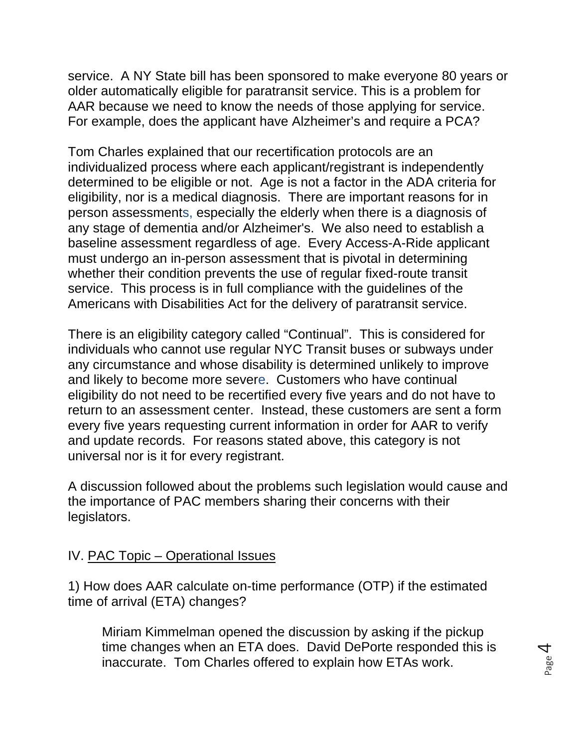service. A NY State bill has been sponsored to make everyone 80 years or older automatically eligible for paratransit service. This is a problem for AAR because we need to know the needs of those applying for service. For example, does the applicant have Alzheimer's and require a PCA?

Tom Charles explained that our recertification protocols are an individualized process where each applicant/registrant is independently determined to be eligible or not. Age is not a factor in the ADA criteria for eligibility, nor is a medical diagnosis. There are important reasons for in person assessments, especially the elderly when there is a diagnosis of any stage of dementia and/or Alzheimer's. We also need to establish a baseline assessment regardless of age. Every Access-A-Ride applicant must undergo an in-person assessment that is pivotal in determining whether their condition prevents the use of regular fixed-route transit service. This process is in full compliance with the guidelines of the Americans with Disabilities Act for the delivery of paratransit service.

There is an eligibility category called "Continual". This is considered for individuals who cannot use regular NYC Transit buses or subways under any circumstance and whose disability is determined unlikely to improve and likely to become more severe. Customers who have continual eligibility do not need to be recertified every five years and do not have to return to an assessment center. Instead, these customers are sent a form every five years requesting current information in order for AAR to verify and update records. For reasons stated above, this category is not universal nor is it for every registrant.

A discussion followed about the problems such legislation would cause and the importance of PAC members sharing their concerns with their legislators.

## IV. <u>PAC Topic – Operational Issues</u>

1) How does AAR calculate on-time performance (OTP) if the estimated time of arrival (ETA) changes?

> Miriam Kimmelman opened the discussion by asking if the pickup time changes when an ETA does. David DePorte responded this is inaccurate. Tom Charles offered to explain how ETAs work.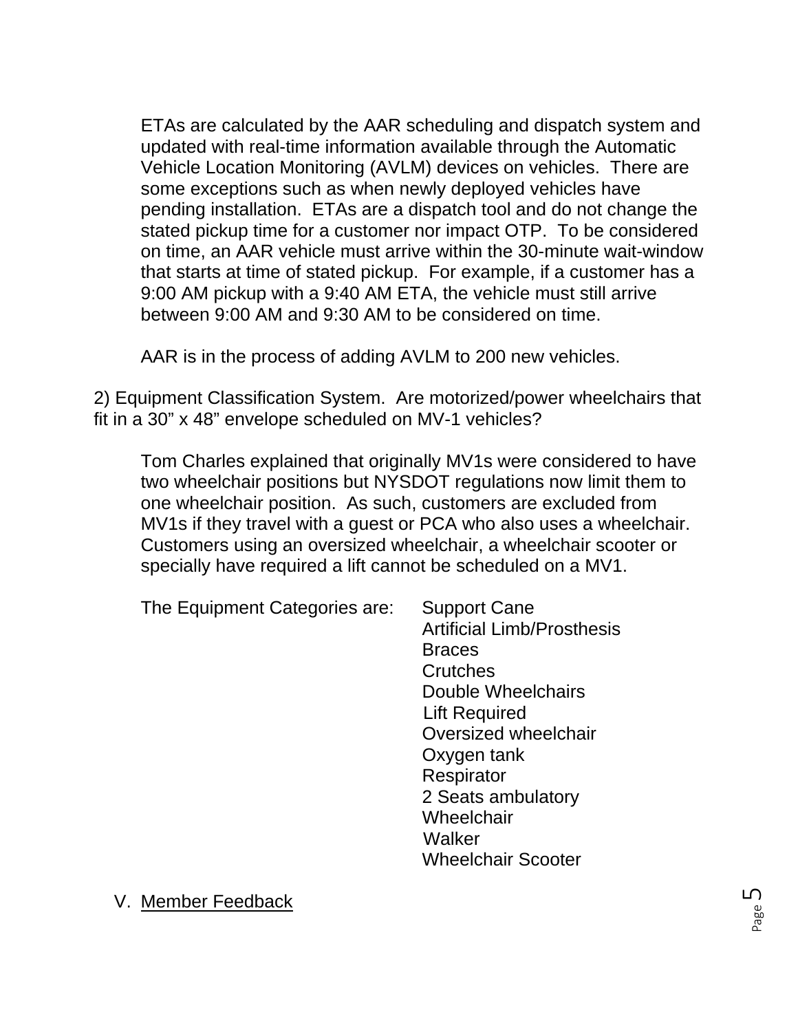ETAs are calculated by the AAR scheduling and dispatch system and updated with real-time information available through the Automatic Vehicle Location Monitoring (AVLM) devices on vehicles. There are some exceptions such as when newly deployed vehicles have pending installation. ETAs are a dispatch tool and do not change the stated pickup time for a customer nor impact OTP. To be considered on time, an AAR vehicle must arrive within the 30-minute wait-window that starts at time of stated pickup. For example, if a customer has a 9:00 AM pickup with a 9:40 AM ETA, the vehicle must still arrive between 9:00 AM and 9:30 AM to be considered on time.

AAR is in the process of adding AVLM to 200 new vehicles.

2) Equipment Classification System. Are motorized/power wheelchairs that fit in a 30" x 48" envelope scheduled on MV-1 vehicles?

Tom Charles explained that originally MV1s were considered to have two wheelchair positions but NYSDOT regulations now limit them to one wheelchair position. As such, customers are excluded from MV1s if they travel with a guest or PCA who also uses a wheelchair. Customers using an oversized wheelchair, a wheelchair scooter or specially have required a lift cannot be scheduled on a MV1.

The Equipment Categories are:

- Support Cane
- Artificial Limb/Prosthesis
- Braces
- Crutches
- Double Wheelchairs
- Lift Required
- Oversized wheelchair
- Oxygen tank
- Respirator
- 2 Seats ambulatory
- Wheelchair
- Walker
- Wheelchair Scooter

## V. Member Feedback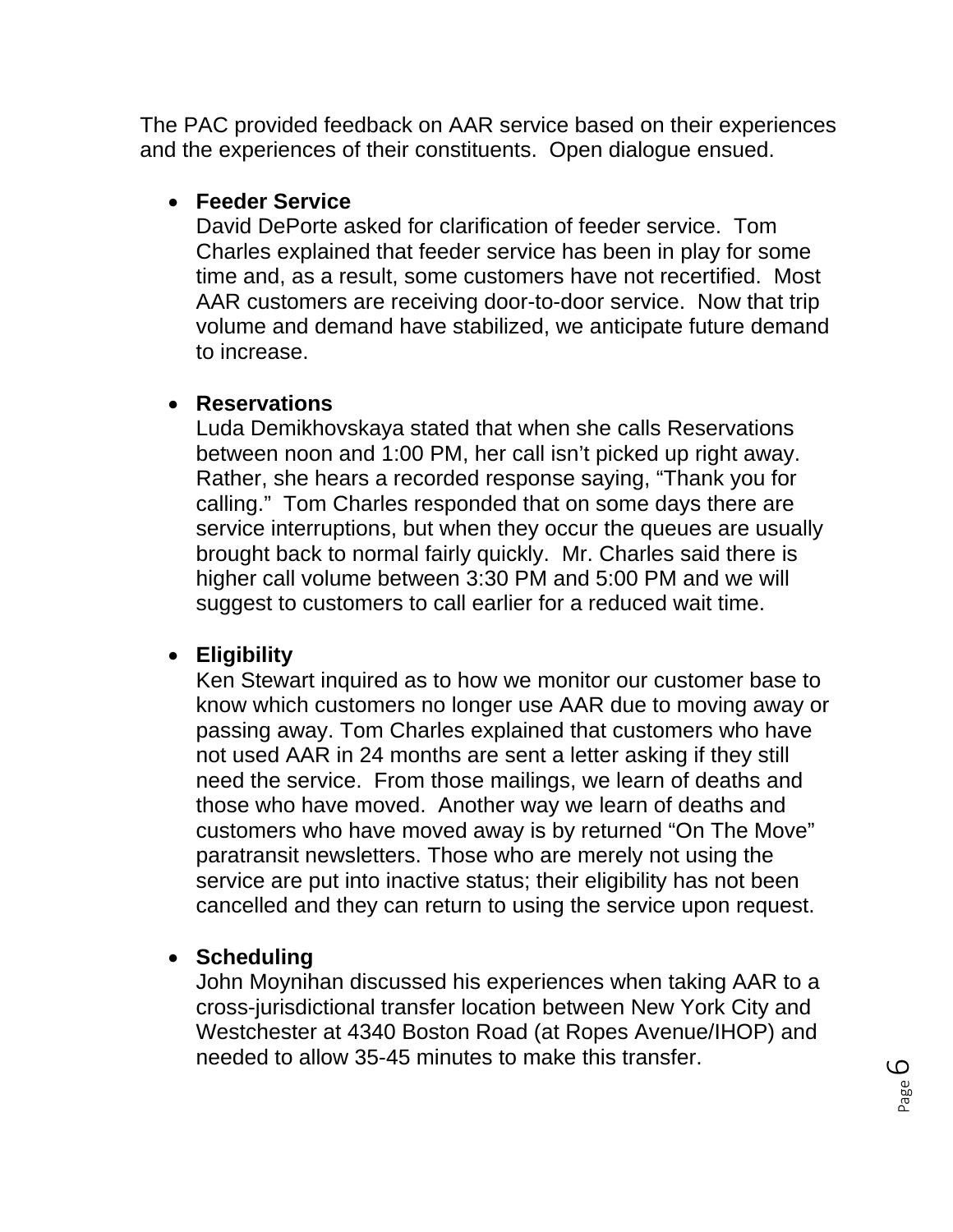The PAC provided feedback on AAR service based on their experiences and the experiences of their constituents. Open dialogue ensued.

- **Feeder Service**
  David DePorte asked for clarification of feeder service. Tom Charles explained that feeder service has been in play for some time and, as a result, some customers have not recertified. Most AAR customers are receiving door-to-door service. Now that trip volume and demand have stabilized, we anticipate future demand to increase.

- **Reservations**
  Luda Demikhovskaya stated that when she calls Reservations between noon and 1:00 PM, her call isn't picked up right away. Rather, she hears a recorded response saying, "Thank you for calling." Tom Charles responded that on some days there are service interruptions, but when they occur the queues are usually brought back to normal fairly quickly. Mr. Charles said there is higher call volume between 3:30 PM and 5:00 PM and we will suggest to customers to call earlier for a reduced wait time.

- **Eligibility**
  Ken Stewart inquired as to how we monitor our customer base to know which customers no longer use AAR due to moving away or passing away. Tom Charles explained that customers who have not used AAR in 24 months are sent a letter asking if they still need the service. From those mailings, we learn of deaths and those who have moved. Another way we learn of deaths and customers who have moved away is by returned "On The Move" paratransit newsletters. Those who are merely not using the service are put into inactive status; their eligibility has not been cancelled and they can return to using the service upon request.

- **Scheduling**
  John Moynihan discussed his experiences when taking AAR to a cross-jurisdictional transfer location between New York City and Westchester at 4340 Boston Road (at Ropes Avenue/IHOP) and needed to allow 35-45 minutes to make this transfer.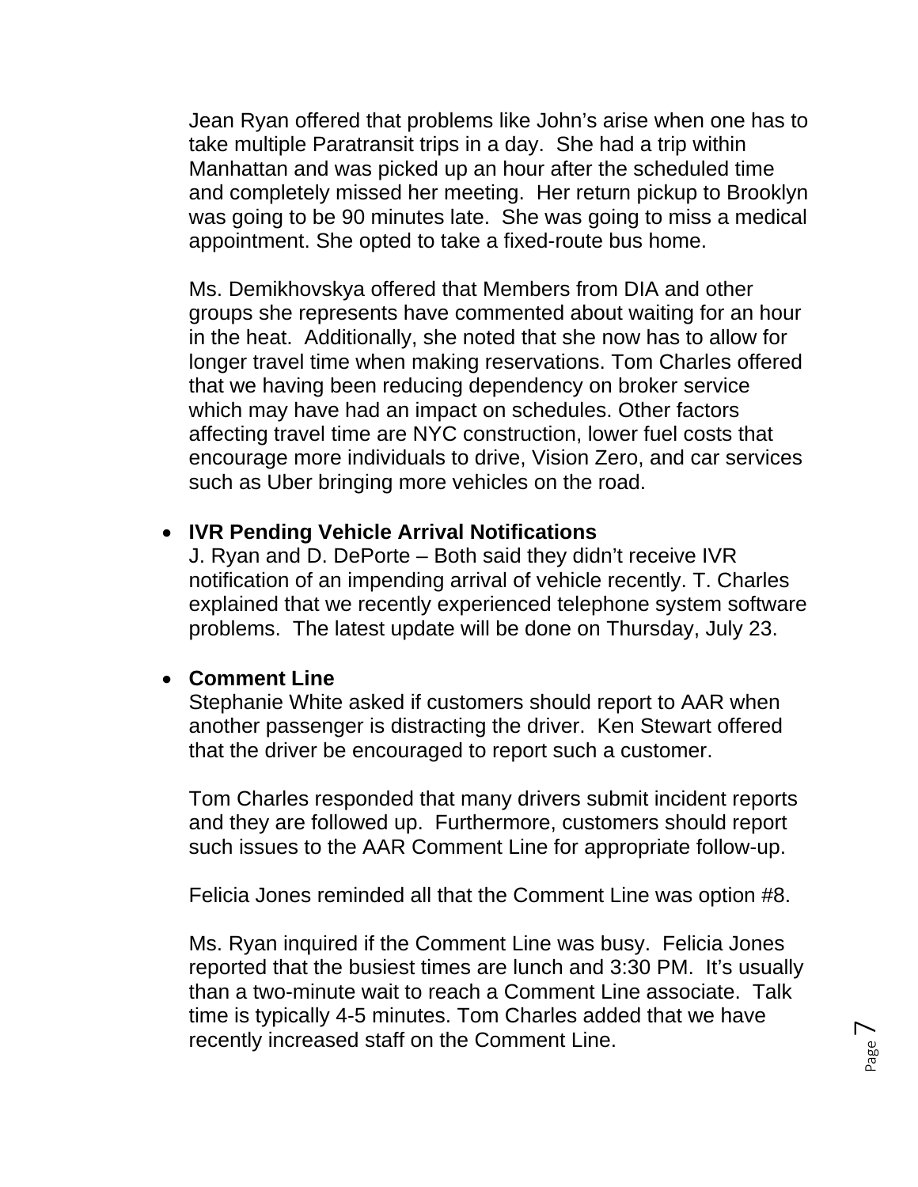Jean Ryan offered that problems like John's arise when one has to take multiple Paratransit trips in a day. She had a trip within Manhattan and was picked up an hour after the scheduled time and completely missed her meeting. Her return pickup to Brooklyn was going to be 90 minutes late. She was going to miss a medical appointment. She opted to take a fixed-route bus home.

Ms. Demikhovskya offered that Members from DIA and other groups she represents have commented about waiting for an hour in the heat. Additionally, she noted that she now has to allow for longer travel time when making reservations. Tom Charles offered that we having been reducing dependency on broker service which may have had an impact on schedules. Other factors affecting travel time are NYC construction, lower fuel costs that encourage more individuals to drive, Vision Zero, and car services such as Uber bringing more vehicles on the road.

- **IVR Pending Vehicle Arrival Notifications**
  J. Ryan and D. DePorte – Both said they didn't receive IVR notification of an impending arrival of vehicle recently. T. Charles explained that we recently experienced telephone system software problems. The latest update will be done on Thursday, July 23.

- **Comment Line**
  Stephanie White asked if customers should report to AAR when another passenger is distracting the driver. Ken Stewart offered that the driver be encouraged to report such a customer.

  Tom Charles responded that many drivers submit incident reports and they are followed up. Furthermore, customers should report such issues to the AAR Comment Line for appropriate follow-up.

  Felicia Jones reminded all that the Comment Line was option #8.

  Ms. Ryan inquired if the Comment Line was busy. Felicia Jones reported that the busiest times are lunch and 3:30 PM. It's usually than a two-minute wait to reach a Comment Line associate. Talk time is typically 4-5 minutes. Tom Charles added that we have recently increased staff on the Comment Line.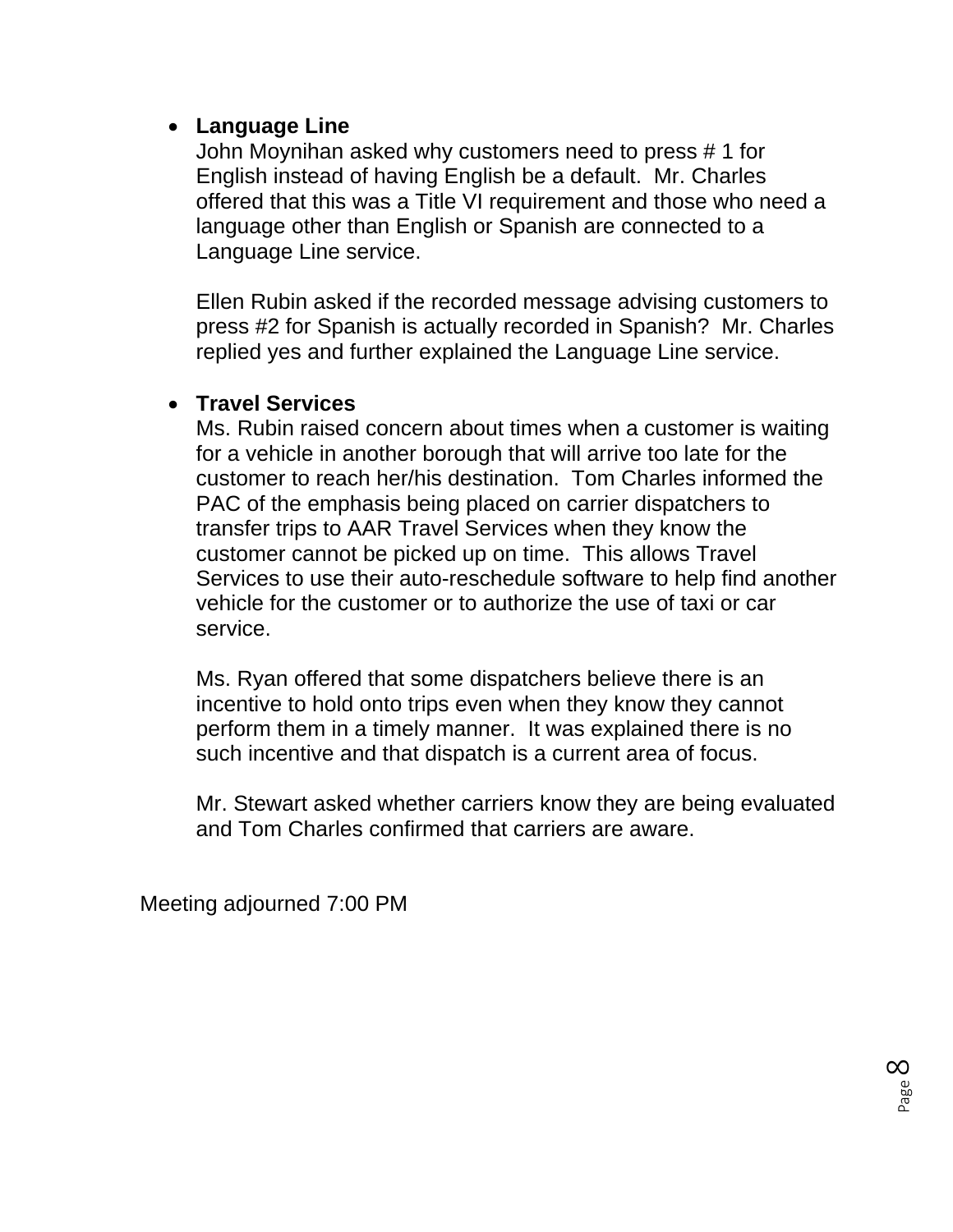- **Language Line**

  John Moynihan asked why customers need to press # 1 for English instead of having English be a default. Mr. Charles offered that this was a Title VI requirement and those who need a language other than English or Spanish are connected to a Language Line service.

  Ellen Rubin asked if the recorded message advising customers to press #2 for Spanish is actually recorded in Spanish? Mr. Charles replied yes and further explained the Language Line service.

- **Travel Services**

  Ms. Rubin raised concern about times when a customer is waiting for a vehicle in another borough that will arrive too late for the customer to reach her/his destination. Tom Charles informed the PAC of the emphasis being placed on carrier dispatchers to transfer trips to AAR Travel Services when they know the customer cannot be picked up on time. This allows Travel Services to use their auto-reschedule software to help find another vehicle for the customer or to authorize the use of taxi or car service.

  Ms. Ryan offered that some dispatchers believe there is an incentive to hold onto trips even when they know they cannot perform them in a timely manner. It was explained there is no such incentive and that dispatch is a current area of focus.

  Mr. Stewart asked whether carriers know they are being evaluated and Tom Charles confirmed that carriers are aware.

Meeting adjourned 7:00 PM